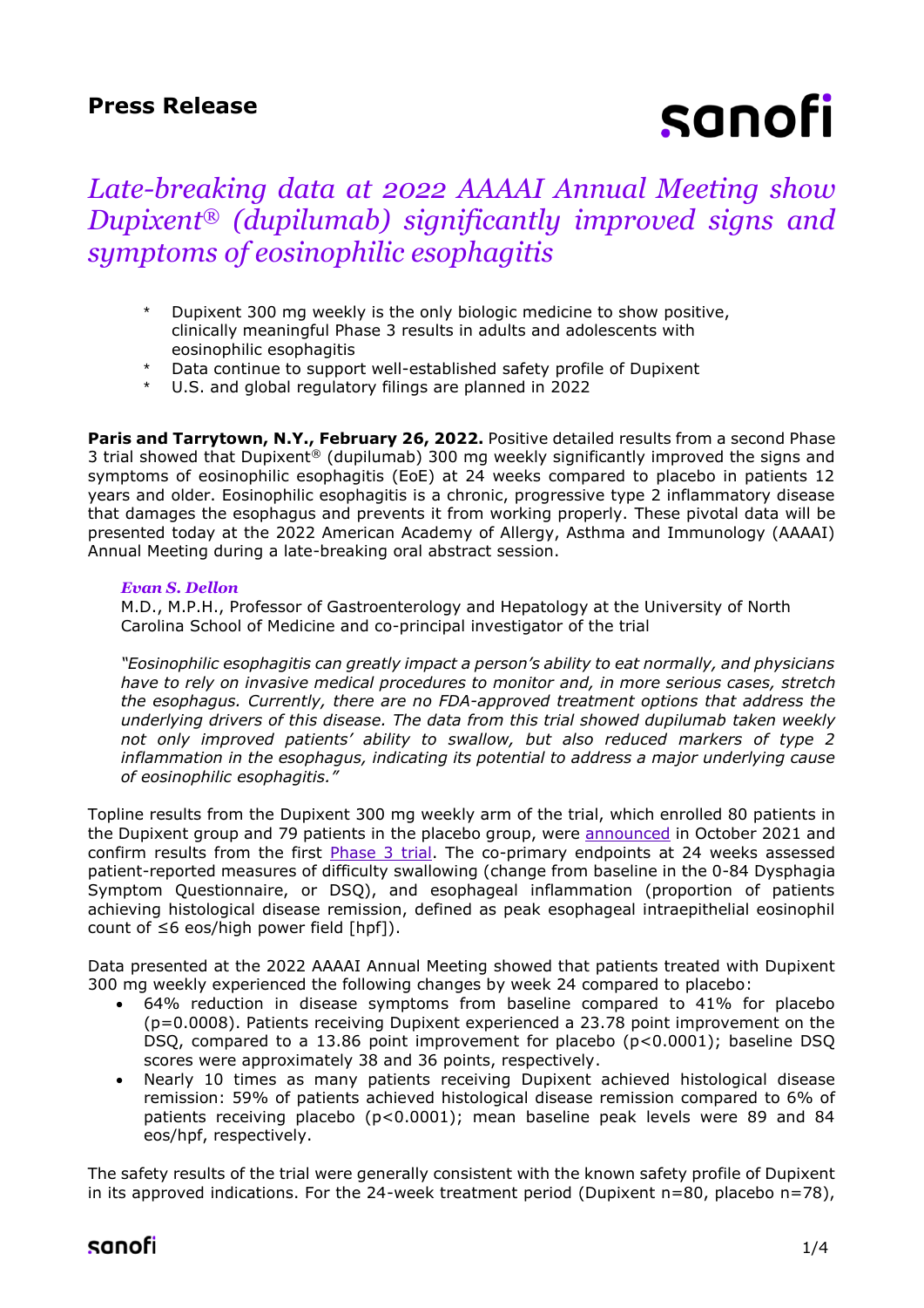# Press Release

## *Late-breaking data at 2022 AAAAI Annual Meeting show Dupixent® (dupilumab) significantly improved signs and symptoms of eosinophilic esophagitis*

- Dupixent 300 mg weekly is the only biologic medicine to show positive, clinically meaningful Phase 3 results in adults and adolescents with eosinophilic esophagitis
- Data continue to support well-established safety profile of Dupixent
- U.S. and global regulatory filings are planned in 2022

**Paris and Tarrytown, N.Y., February 26, 2022.** Positive detailed results from a second Phase 3 trial showed that Dupixent® (dupilumab) 300 mg weekly significantly improved the signs and symptoms of eosinophilic esophagitis (EoE) at 24 weeks compared to placebo in patients 12 years and older. Eosinophilic esophagitis is a chronic, progressive type 2 inflammatory disease that damages the esophagus and prevents it from working properly. These pivotal data will be presented today at the 2022 American Academy of Allergy, Asthma and Immunology (AAAAI) Annual Meeting during a late-breaking oral abstract session.

***Evan S. Dellon***
M.D., M.P.H., Professor of Gastroenterology and Hepatology at the University of North Carolina School of Medicine and co-principal investigator of the trial

*"Eosinophilic esophagitis can greatly impact a person's ability to eat normally, and physicians have to rely on invasive medical procedures to monitor and, in more serious cases, stretch the esophagus. Currently, there are no FDA-approved treatment options that address the underlying drivers of this disease. The data from this trial showed dupilumab taken weekly not only improved patients' ability to swallow, but also reduced markers of type 2 inflammation in the esophagus, indicating its potential to address a major underlying cause of eosinophilic esophagitis."*

Topline results from the Dupixent 300 mg weekly arm of the trial, which enrolled 80 patients in the Dupixent group and 79 patients in the placebo group, were announced in October 2021 and confirm results from the first Phase 3 trial. The co-primary endpoints at 24 weeks assessed patient-reported measures of difficulty swallowing (change from baseline in the 0-84 Dysphagia Symptom Questionnaire, or DSQ), and esophageal inflammation (proportion of patients achieving histological disease remission, defined as peak esophageal intraepithelial eosinophil count of ≤6 eos/high power field [hpf]).

Data presented at the 2022 AAAAI Annual Meeting showed that patients treated with Dupixent 300 mg weekly experienced the following changes by week 24 compared to placebo:

- 64% reduction in disease symptoms from baseline compared to 41% for placebo ($p=0.0008$). Patients receiving Dupixent experienced a 23.78 point improvement on the DSQ, compared to a 13.86 point improvement for placebo ($p<0.0001$); baseline DSQ scores were approximately 38 and 36 points, respectively.
- Nearly 10 times as many patients receiving Dupixent achieved histological disease remission: 59% of patients achieved histological disease remission compared to 6% of patients receiving placebo ($p<0.0001$); mean baseline peak levels were 89 and 84 eos/hpf, respectively.

The safety results of the trial were generally consistent with the known safety profile of Dupixent in its approved indications. For the 24-week treatment period (Dupixent n=80, placebo n=78),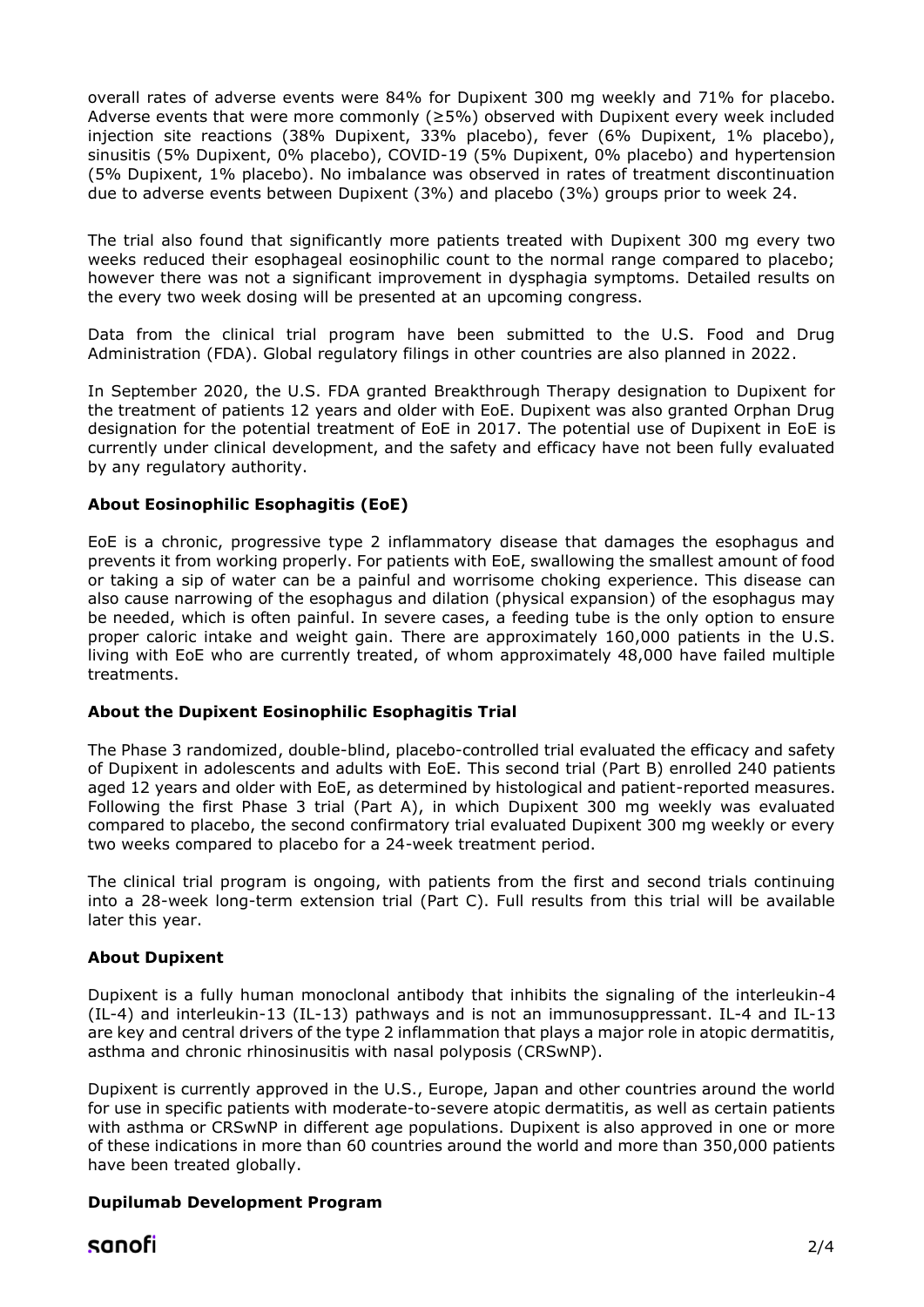overall rates of adverse events were 84% for Dupixent 300 mg weekly and 71% for placebo. Adverse events that were more commonly (≥5%) observed with Dupixent every week included injection site reactions (38% Dupixent, 33% placebo), fever (6% Dupixent, 1% placebo), sinusitis (5% Dupixent, 0% placebo), COVID-19 (5% Dupixent, 0% placebo) and hypertension (5% Dupixent, 1% placebo). No imbalance was observed in rates of treatment discontinuation due to adverse events between Dupixent (3%) and placebo (3%) groups prior to week 24.

The trial also found that significantly more patients treated with Dupixent 300 mg every two weeks reduced their esophageal eosinophilic count to the normal range compared to placebo; however there was not a significant improvement in dysphagia symptoms. Detailed results on the every two week dosing will be presented at an upcoming congress.

Data from the clinical trial program have been submitted to the U.S. Food and Drug Administration (FDA). Global regulatory filings in other countries are also planned in 2022.

In September 2020, the U.S. FDA granted Breakthrough Therapy designation to Dupixent for the treatment of patients 12 years and older with EoE. Dupixent was also granted Orphan Drug designation for the potential treatment of EoE in 2017. The potential use of Dupixent in EoE is currently under clinical development, and the safety and efficacy have not been fully evaluated by any regulatory authority.

**About Eosinophilic Esophagitis (EoE)**

EoE is a chronic, progressive type 2 inflammatory disease that damages the esophagus and prevents it from working properly. For patients with EoE, swallowing the smallest amount of food or taking a sip of water can be a painful and worrisome choking experience. This disease can also cause narrowing of the esophagus and dilation (physical expansion) of the esophagus may be needed, which is often painful. In severe cases, a feeding tube is the only option to ensure proper caloric intake and weight gain. There are approximately 160,000 patients in the U.S. living with EoE who are currently treated, of whom approximately 48,000 have failed multiple treatments.

**About the Dupixent Eosinophilic Esophagitis Trial**

The Phase 3 randomized, double-blind, placebo-controlled trial evaluated the efficacy and safety of Dupixent in adolescents and adults with EoE. This second trial (Part B) enrolled 240 patients aged 12 years and older with EoE, as determined by histological and patient-reported measures. Following the first Phase 3 trial (Part A), in which Dupixent 300 mg weekly was evaluated compared to placebo, the second confirmatory trial evaluated Dupixent 300 mg weekly or every two weeks compared to placebo for a 24-week treatment period.

The clinical trial program is ongoing, with patients from the first and second trials continuing into a 28-week long-term extension trial (Part C). Full results from this trial will be available later this year.

**About Dupixent**

Dupixent is a fully human monoclonal antibody that inhibits the signaling of the interleukin-4 (IL-4) and interleukin-13 (IL-13) pathways and is not an immunosuppressant. IL-4 and IL-13 are key and central drivers of the type 2 inflammation that plays a major role in atopic dermatitis, asthma and chronic rhinosinusitis with nasal polyposis (CRSwNP).

Dupixent is currently approved in the U.S., Europe, Japan and other countries around the world for use in specific patients with moderate-to-severe atopic dermatitis, as well as certain patients with asthma or CRSwNP in different age populations. Dupixent is also approved in one or more of these indications in more than 60 countries around the world and more than 350,000 patients have been treated globally.

**Dupilumab Development Program**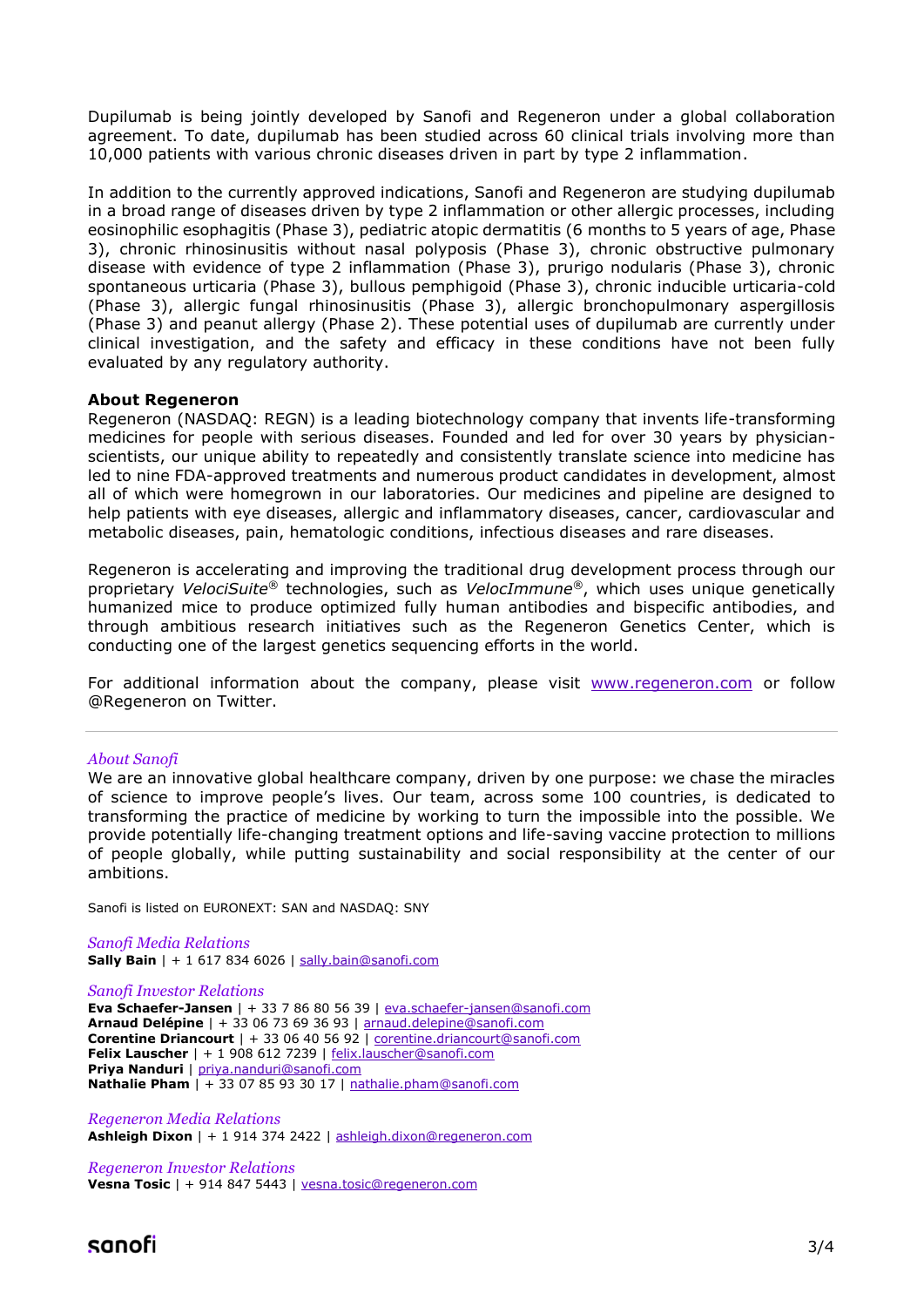Dupilumab is being jointly developed by Sanofi and Regeneron under a global collaboration agreement. To date, dupilumab has been studied across 60 clinical trials involving more than 10,000 patients with various chronic diseases driven in part by type 2 inflammation.

In addition to the currently approved indications, Sanofi and Regeneron are studying dupilumab in a broad range of diseases driven by type 2 inflammation or other allergic processes, including eosinophilic esophagitis (Phase 3), pediatric atopic dermatitis (6 months to 5 years of age, Phase 3), chronic rhinosinusitis without nasal polyposis (Phase 3), chronic obstructive pulmonary disease with evidence of type 2 inflammation (Phase 3), prurigo nodularis (Phase 3), chronic spontaneous urticaria (Phase 3), bullous pemphigoid (Phase 3), chronic inducible urticaria-cold (Phase 3), allergic fungal rhinosinusitis (Phase 3), allergic bronchopulmonary aspergillosis (Phase 3) and peanut allergy (Phase 2). These potential uses of dupilumab are currently under clinical investigation, and the safety and efficacy in these conditions have not been fully evaluated by any regulatory authority.

**About Regeneron**
Regeneron (NASDAQ: REGN) is a leading biotechnology company that invents life-transforming medicines for people with serious diseases. Founded and led for over 30 years by physician-scientists, our unique ability to repeatedly and consistently translate science into medicine has led to nine FDA-approved treatments and numerous product candidates in development, almost all of which were homegrown in our laboratories. Our medicines and pipeline are designed to help patients with eye diseases, allergic and inflammatory diseases, cancer, cardiovascular and metabolic diseases, pain, hematologic conditions, infectious diseases and rare diseases.

Regeneron is accelerating and improving the traditional drug development process through our proprietary *VelociSuite*® technologies, such as *VelocImmune*®, which uses unique genetically humanized mice to produce optimized fully human antibodies and bispecific antibodies, and through ambitious research initiatives such as the Regeneron Genetics Center, which is conducting one of the largest genetics sequencing efforts in the world.

For additional information about the company, please visit www.regeneron.com or follow @Regeneron on Twitter.

---

*About Sanofi*
We are an innovative global healthcare company, driven by one purpose: we chase the miracles of science to improve people's lives. Our team, across some 100 countries, is dedicated to transforming the practice of medicine by working to turn the impossible into the possible. We provide potentially life-changing treatment options and life-saving vaccine protection to millions of people globally, while putting sustainability and social responsibility at the center of our ambitions.

Sanofi is listed on EURONEXT: SAN and NASDAQ: SNY

*Sanofi Media Relations*
**Sally Bain** | + 1 617 834 6026 | sally.bain@sanofi.com

*Sanofi Investor Relations*
**Eva Schaefer-Jansen** | + 33 7 86 80 56 39 | eva.schaefer-jansen@sanofi.com
**Arnaud Delépine** | + 33 06 73 69 36 93 | arnaud.delepine@sanofi.com
**Corentine Driancourt** | + 33 06 40 56 92 | corentine.driancourt@sanofi.com
**Felix Lauscher** | + 1 908 612 7239 | felix.lauscher@sanofi.com
**Priya Nanduri** | priya.nanduri@sanofi.com
**Nathalie Pham** | + 33 07 85 93 30 17 | nathalie.pham@sanofi.com

*Regeneron Media Relations*
**Ashleigh Dixon** | + 1 914 374 2422 | ashleigh.dixon@regeneron.com

*Regeneron Investor Relations*
**Vesna Tosic** | + 914 847 5443 | vesna.tosic@regeneron.com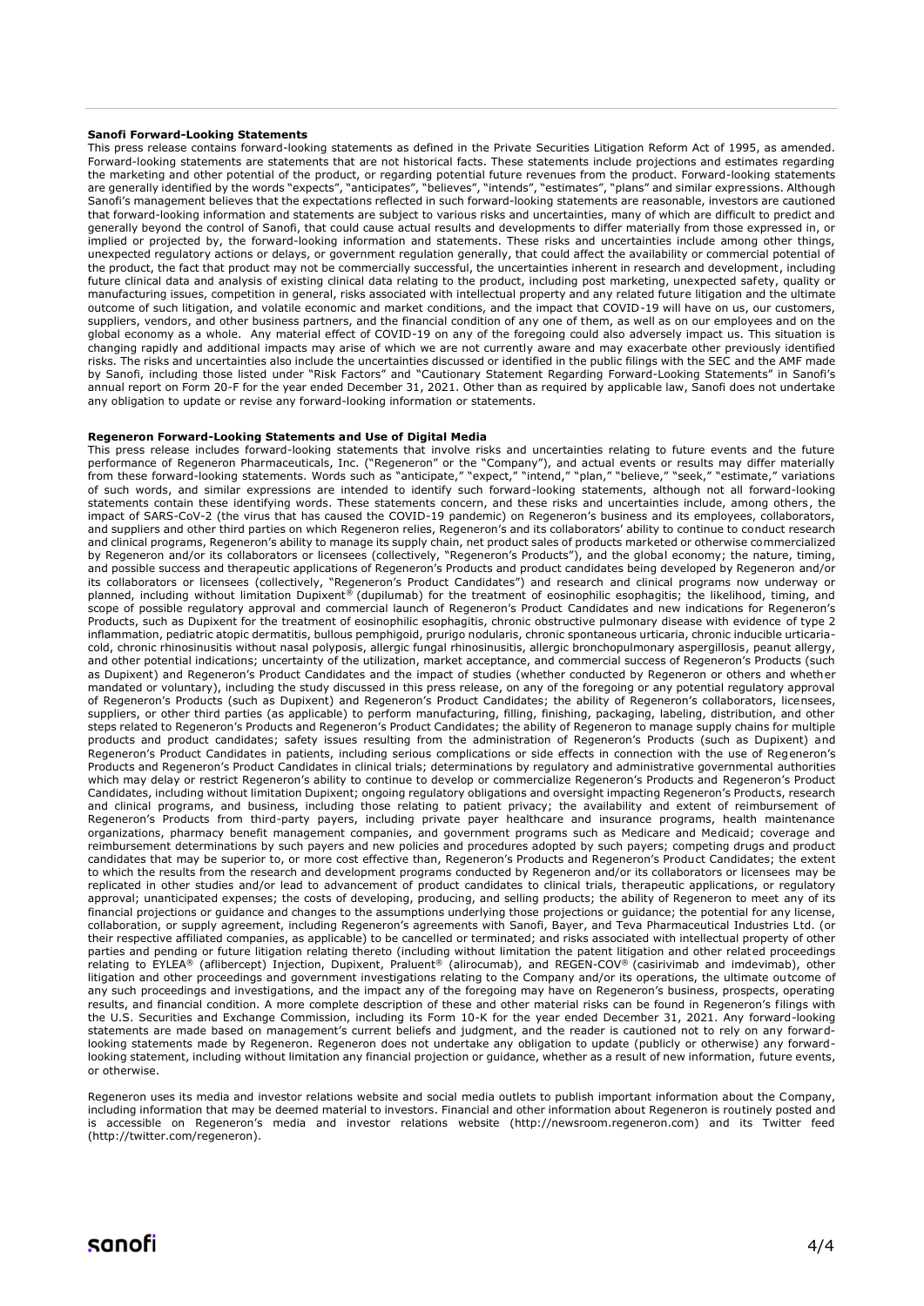**Sanofi Forward-Looking Statements**

This press release contains forward-looking statements as defined in the Private Securities Litigation Reform Act of 1995, as amended. Forward-looking statements are statements that are not historical facts. These statements include projections and estimates regarding the marketing and other potential of the product, or regarding potential future revenues from the product. Forward-looking statements are generally identified by the words "expects", "anticipates", "believes", "intends", "estimates", "plans" and similar expressions. Although Sanofi's management believes that the expectations reflected in such forward-looking statements are reasonable, investors are cautioned that forward-looking information and statements are subject to various risks and uncertainties, many of which are difficult to predict and generally beyond the control of Sanofi, that could cause actual results and developments to differ materially from those expressed in, or implied or projected by, the forward-looking information and statements. These risks and uncertainties include among other things, unexpected regulatory actions or delays, or government regulation generally, that could affect the availability or commercial potential of the product, the fact that product may not be commercially successful, the uncertainties inherent in research and development, including future clinical data and analysis of existing clinical data relating to the product, including post marketing, unexpected safety, quality or manufacturing issues, competition in general, risks associated with intellectual property and any related future litigation and the ultimate outcome of such litigation, and volatile economic and market conditions, and the impact that COVID-19 will have on us, our customers, suppliers, vendors, and other business partners, and the financial condition of any one of them, as well as on our employees and on the global economy as a whole. Any material effect of COVID-19 on any of the foregoing could also adversely impact us. This situation is changing rapidly and additional impacts may arise of which we are not currently aware and may exacerbate other previously identified risks. The risks and uncertainties also include the uncertainties discussed or identified in the public filings with the SEC and the AMF made by Sanofi, including those listed under "Risk Factors" and "Cautionary Statement Regarding Forward-Looking Statements" in Sanofi's annual report on Form 20-F for the year ended December 31, 2021. Other than as required by applicable law, Sanofi does not undertake any obligation to update or revise any forward-looking information or statements.

**Regeneron Forward-Looking Statements and Use of Digital Media**

This press release includes forward-looking statements that involve risks and uncertainties relating to future events and the future performance of Regeneron Pharmaceuticals, Inc. ("Regeneron" or the "Company"), and actual events or results may differ materially from these forward-looking statements. Words such as "anticipate," "expect," "intend," "plan," "believe," "seek," "estimate," variations of such words, and similar expressions are intended to identify such forward-looking statements, although not all forward-looking statements contain these identifying words. These statements concern, and these risks and uncertainties include, among others, the impact of SARS-CoV-2 (the virus that has caused the COVID-19 pandemic) on Regeneron's business and its employees, collaborators, and suppliers and other third parties on which Regeneron relies, Regeneron's and its collaborators' ability to continue to conduct research and clinical programs, Regeneron's ability to manage its supply chain, net product sales of products marketed or otherwise commercialized by Regeneron and/or its collaborators or licensees (collectively, "Regeneron's Products"), and the global economy; the nature, timing, and possible success and therapeutic applications of Regeneron's Products and product candidates being developed by Regeneron and/or its collaborators or licensees (collectively, "Regeneron's Product Candidates") and research and clinical programs now underway or planned, including without limitation Dupixent® (dupilumab) for the treatment of eosinophilic esophagitis; the likelihood, timing, and scope of possible regulatory approval and commercial launch of Regeneron's Product Candidates and new indications for Regeneron's Products, such as Dupixent for the treatment of eosinophilic esophagitis, chronic obstructive pulmonary disease with evidence of type 2 inflammation, pediatric atopic dermatitis, bullous pemphigoid, prurigo nodularis, chronic spontaneous urticaria, chronic inducible urticaria-cold, chronic rhinosinusitis without nasal polyposis, allergic fungal rhinosinusitis, allergic bronchopulmonary aspergillosis, peanut allergy, and other potential indications; uncertainty of the utilization, market acceptance, and commercial success of Regeneron's Products (such as Dupixent) and Regeneron's Product Candidates and the impact of studies (whether conducted by Regeneron or others and whether mandated or voluntary), including the study discussed in this press release, on any of the foregoing or any potential regulatory approval of Regeneron's Products (such as Dupixent) and Regeneron's Product Candidates; the ability of Regeneron's collaborators, licensees, suppliers, or other third parties (as applicable) to perform manufacturing, filling, finishing, packaging, labeling, distribution, and other steps related to Regeneron's Products and Regeneron's Product Candidates; the ability of Regeneron to manage supply chains for multiple products and product candidates; safety issues resulting from the administration of Regeneron's Products (such as Dupixent) and Regeneron's Product Candidates in patients, including serious complications or side effects in connection with the use of Regeneron's Products and Regeneron's Product Candidates in clinical trials; determinations by regulatory and administrative governmental authorities which may delay or restrict Regeneron's ability to continue to develop or commercialize Regeneron's Products and Regeneron's Product Candidates, including without limitation Dupixent; ongoing regulatory obligations and oversight impacting Regeneron's Products, research and clinical programs, and business, including those relating to patient privacy; the availability and extent of reimbursement of Regeneron's Products from third-party payers, including private payer healthcare and insurance programs, health maintenance organizations, pharmacy benefit management companies, and government programs such as Medicare and Medicaid; coverage and reimbursement determinations by such payers and new policies and procedures adopted by such payers; competing drugs and product candidates that may be superior to, or more cost effective than, Regeneron's Products and Regeneron's Product Candidates; the extent to which the results from the research and development programs conducted by Regeneron and/or its collaborators or licensees may be replicated in other studies and/or lead to advancement of product candidates to clinical trials, therapeutic applications, or regulatory approval; unanticipated expenses; the costs of developing, producing, and selling products; the ability of Regeneron to meet any of its financial projections or guidance and changes to the assumptions underlying those projections or guidance; the potential for any license, collaboration, or supply agreement, including Regeneron's agreements with Sanofi, Bayer, and Teva Pharmaceutical Industries Ltd. (or their respective affiliated companies, as applicable) to be cancelled or terminated; and risks associated with intellectual property of other parties and pending or future litigation relating thereto (including without limitation the patent litigation and other related proceedings relating to EYLEA® (aflibercept) Injection, Dupixent, Praluent® (alirocumab), and REGEN-COV® (casirivimab and imdevimab), other litigation and other proceedings and government investigations relating to the Company and/or its operations, the ultimate outcome of any such proceedings and investigations, and the impact any of the foregoing may have on Regeneron's business, prospects, operating results, and financial condition. A more complete description of these and other material risks can be found in Regeneron's filings with the U.S. Securities and Exchange Commission, including its Form 10-K for the year ended December 31, 2021. Any forward-looking statements are made based on management's current beliefs and judgment, and the reader is cautioned not to rely on any forward-looking statements made by Regeneron. Regeneron does not undertake any obligation to update (publicly or otherwise) any forward-looking statement, including without limitation any financial projection or guidance, whether as a result of new information, future events, or otherwise.

Regeneron uses its media and investor relations website and social media outlets to publish important information about the Company, including information that may be deemed material to investors. Financial and other information about Regeneron is routinely posted and is accessible on Regeneron's media and investor relations website (http://newsroom.regeneron.com) and its Twitter feed (http://twitter.com/regeneron).